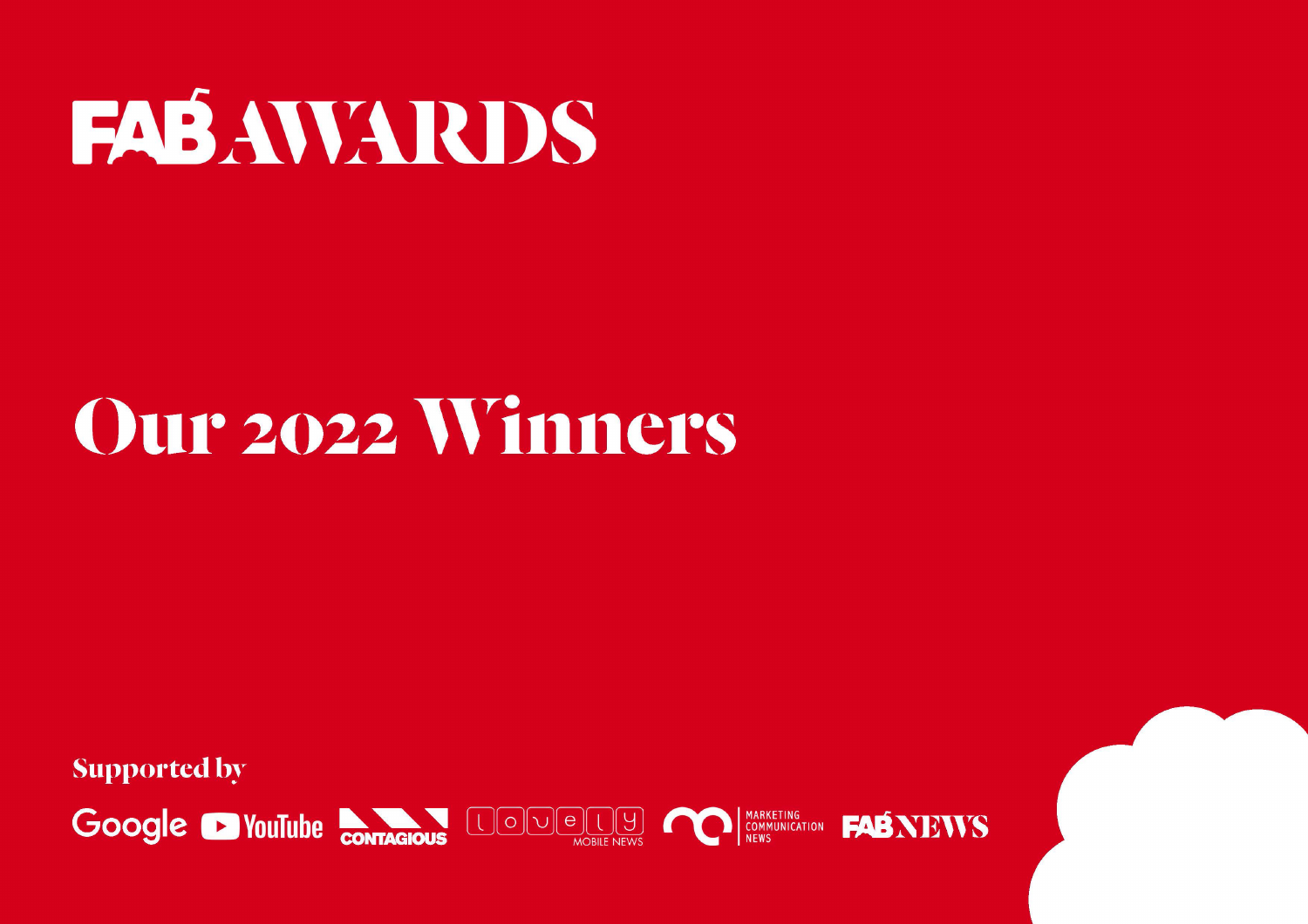# FAB AWARDS

# Our 2022 Winners

**Supported by**

Google YouTube CONTAGIOUS lovely MOBILE NEWS MARKETING COMMUNICATION NEWS FAB NEWS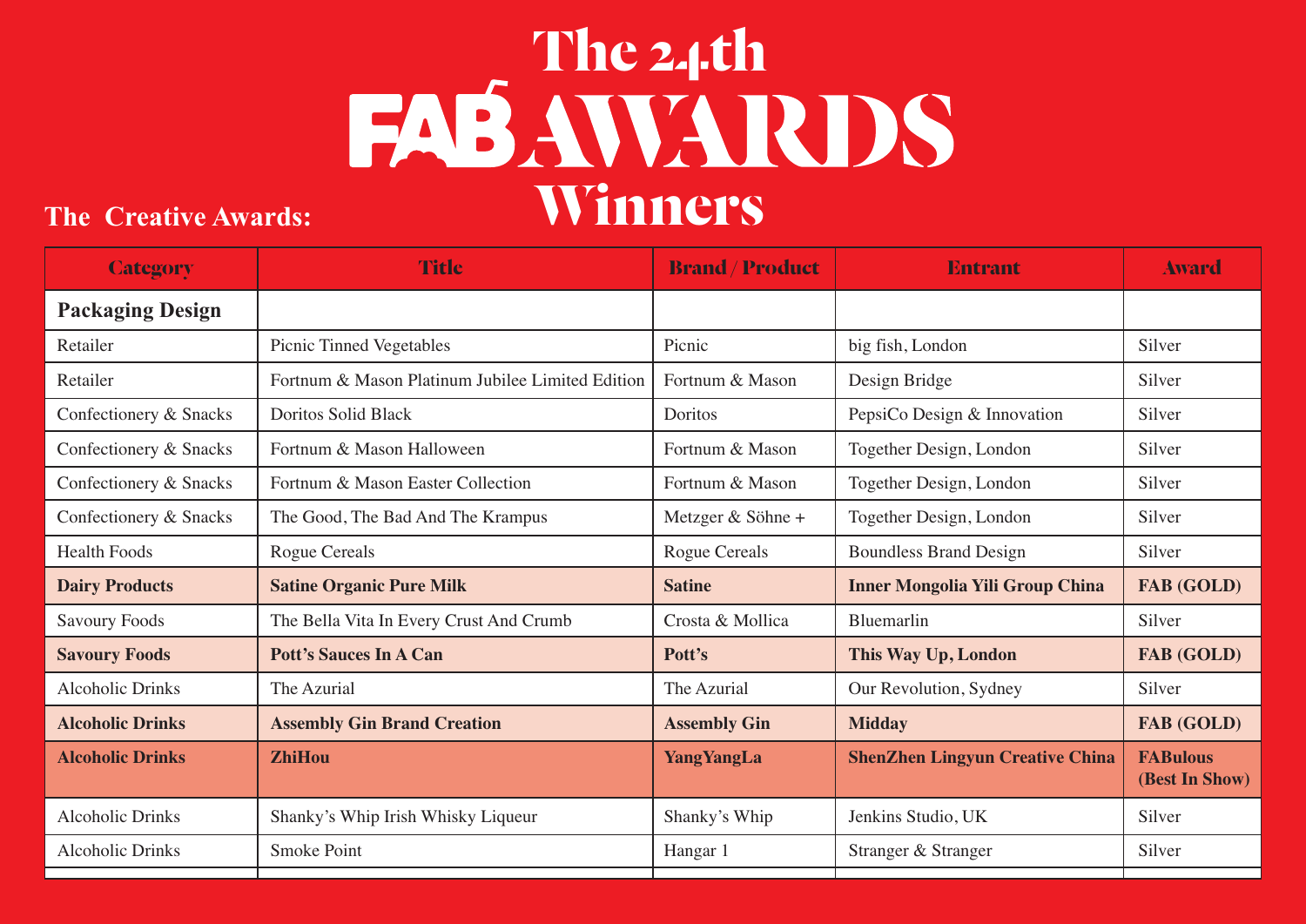# The 24th FAB AWARDS Winners

## The Creative Awards:

| Category | Title | Brand / Product | Entrant | Award |
|---|---|---|---|---|
| **Packaging Design** | | | | |
| Retailer | Picnic Tinned Vegetables | Picnic | big fish, London | Silver |
| Retailer | Fortnum & Mason Platinum Jubilee Limited Edition | Fortnum & Mason | Design Bridge | Silver |
| Confectionery & Snacks | Doritos Solid Black | Doritos | PepsiCo Design & Innovation | Silver |
| Confectionery & Snacks | Fortnum & Mason Halloween | Fortnum & Mason | Together Design, London | Silver |
| Confectionery & Snacks | Fortnum & Mason Easter Collection | Fortnum & Mason | Together Design, London | Silver |
| Confectionery & Snacks | The Good, The Bad And The Krampus | Metzger & Söhne + | Together Design, London | Silver |
| Health Foods | Rogue Cereals | Rogue Cereals | Boundless Brand Design | Silver |
| **Dairy Products** | **Satine Organic Pure Milk** | **Satine** | **Inner Mongolia Yili Group China** | **FAB (GOLD)** |
| Savoury Foods | The Bella Vita In Every Crust And Crumb | Crosta & Mollica | Bluemarlin | Silver |
| **Savoury Foods** | **Pott's Sauces In A Can** | **Pott's** | **This Way Up, London** | **FAB (GOLD)** |
| Alcoholic Drinks | The Azurial | The Azurial | Our Revolution, Sydney | Silver |
| **Alcoholic Drinks** | **Assembly Gin Brand Creation** | **Assembly Gin** | **Midday** | **FAB (GOLD)** |
| **Alcoholic Drinks** | **ZhiHou** | **YangYangLa** | **ShenZhen Lingyun Creative China** | **FABulous (Best In Show)** |
| Alcoholic Drinks | Shanky's Whip Irish Whisky Liqueur | Shanky's Whip | Jenkins Studio, UK | Silver |
| Alcoholic Drinks | Smoke Point | Hangar 1 | Stranger & Stranger | Silver |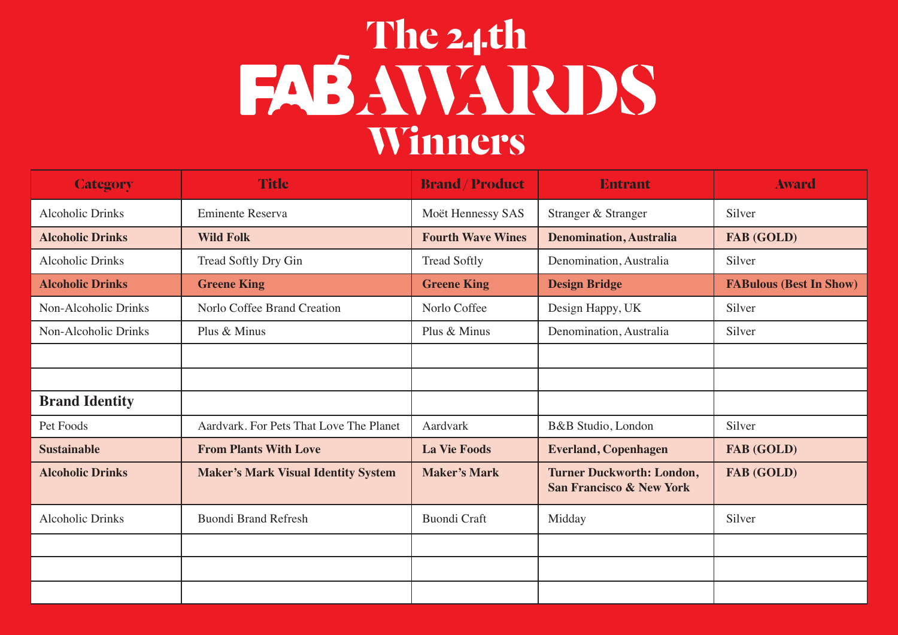# The 24th FAB AWARDS Winners

| Category | Title | Brand / Product | Entrant | Award |
|---|---|---|---|---|
| Alcoholic Drinks | Eminente Reserva | Moët Hennessy SAS | Stranger & Stranger | Silver |
| **Alcoholic Drinks** | **Wild Folk** | **Fourth Wave Wines** | **Denomination, Australia** | **FAB (GOLD)** |
| Alcoholic Drinks | Tread Softly Dry Gin | Tread Softly | Denomination, Australia | Silver |
| **Alcoholic Drinks** | **Greene King** | **Greene King** | **Design Bridge** | **FABulous (Best In Show)** |
| Non-Alcoholic Drinks | Norlo Coffee Brand Creation | Norlo Coffee | Design Happy, UK | Silver |
| Non-Alcoholic Drinks | Plus & Minus | Plus & Minus | Denomination, Australia | Silver |
| | | | | |
| | | | | |
| **Brand Identity** | | | | |
| Pet Foods | Aardvark. For Pets That Love The Planet | Aardvark | B&B Studio, London | Silver |
| **Sustainable** | **From Plants With Love** | **La Vie Foods** | **Everland, Copenhagen** | **FAB (GOLD)** |
| **Alcoholic Drinks** | **Maker's Mark Visual Identity System** | **Maker's Mark** | **Turner Duckworth: London, San Francisco & New York** | **FAB (GOLD)** |
| Alcoholic Drinks | Buondi Brand Refresh | Buondi Craft | Midday | Silver |
| | | | | |
| | | | | |
| | | | | |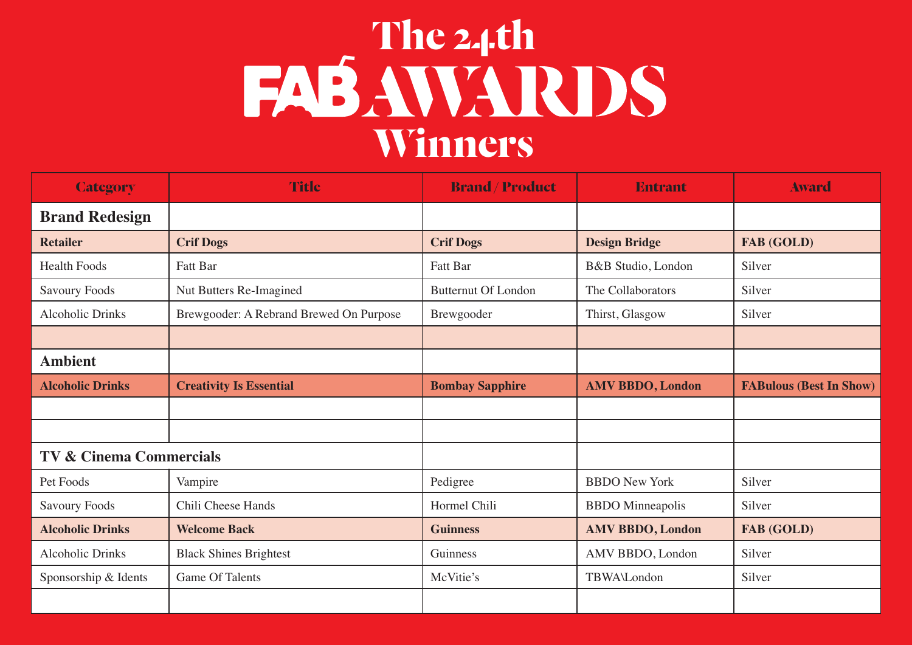# The 24th FAB AWARDS Winners

| Category | Title | Brand / Product | Entrant | Award |
|---|---|---|---|---|
| **Brand Redesign** | | | | |
| **Retailer** | **Crif Dogs** | **Crif Dogs** | **Design Bridge** | **FAB (GOLD)** |
| Health Foods | Fatt Bar | Fatt Bar | B&B Studio, London | Silver |
| Savoury Foods | Nut Butters Re-Imagined | Butternut Of London | The Collaborators | Silver |
| Alcoholic Drinks | Brewgooder: A Rebrand Brewed On Purpose | Brewgooder | Thirst, Glasgow | Silver |
| | | | | |
| **Ambient** | | | | |
| **Alcoholic Drinks** | **Creativity Is Essential** | **Bombay Sapphire** | **AMV BBDO, London** | **FABulous (Best In Show)** |
| | | | | |
| | | | | |
| **TV & Cinema Commercials** | | | | |
| Pet Foods | Vampire | Pedigree | BBDO New York | Silver |
| Savoury Foods | Chili Cheese Hands | Hormel Chili | BBDO Minneapolis | Silver |
| **Alcoholic Drinks** | **Welcome Back** | **Guinness** | **AMV BBDO, London** | **FAB (GOLD)** |
| Alcoholic Drinks | Black Shines Brightest | Guinness | AMV BBDO, London | Silver |
| Sponsorship & Idents | Game Of Talents | McVitie's | TBWA\London | Silver |
| | | | | |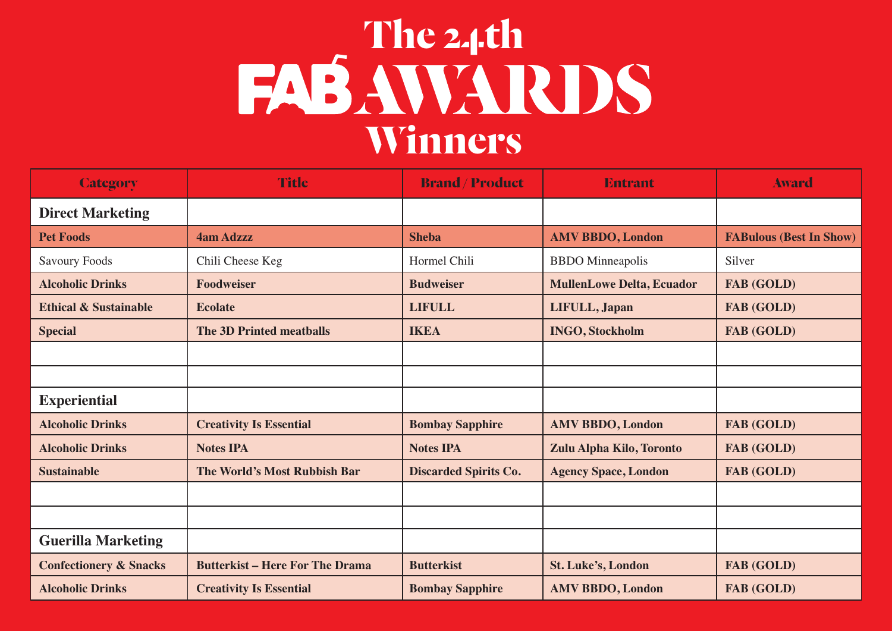# The 24th FAB AWARDS Winners

| Category | Title | Brand / Product | Entrant | Award |
|---|---|---|---|---|
| **Direct Marketing** | | | | |
| **Pet Foods** | **4am Adzzz** | **Sheba** | **AMV BBDO, London** | **FABulous (Best In Show)** |
| Savoury Foods | Chili Cheese Keg | Hormel Chili | BBDO Minneapolis | Silver |
| **Alcoholic Drinks** | **Foodweiser** | **Budweiser** | **MullenLowe Delta, Ecuador** | **FAB (GOLD)** |
| **Ethical & Sustainable** | **Ecolate** | **LIFULL** | **LIFULL, Japan** | **FAB (GOLD)** |
| **Special** | **The 3D Printed meatballs** | **IKEA** | **INGO, Stockholm** | **FAB (GOLD)** |
| | | | | |
| | | | | |
| **Experiential** | | | | |
| **Alcoholic Drinks** | **Creativity Is Essential** | **Bombay Sapphire** | **AMV BBDO, London** | **FAB (GOLD)** |
| **Alcoholic Drinks** | **Notes IPA** | **Notes IPA** | **Zulu Alpha Kilo, Toronto** | **FAB (GOLD)** |
| **Sustainable** | **The World's Most Rubbish Bar** | **Discarded Spirits Co.** | **Agency Space, London** | **FAB (GOLD)** |
| | | | | |
| | | | | |
| **Guerilla Marketing** | | | | |
| **Confectionery & Snacks** | **Butterkist – Here For The Drama** | **Butterkist** | **St. Luke's, London** | **FAB (GOLD)** |
| **Alcoholic Drinks** | **Creativity Is Essential** | **Bombay Sapphire** | **AMV BBDO, London** | **FAB (GOLD)** |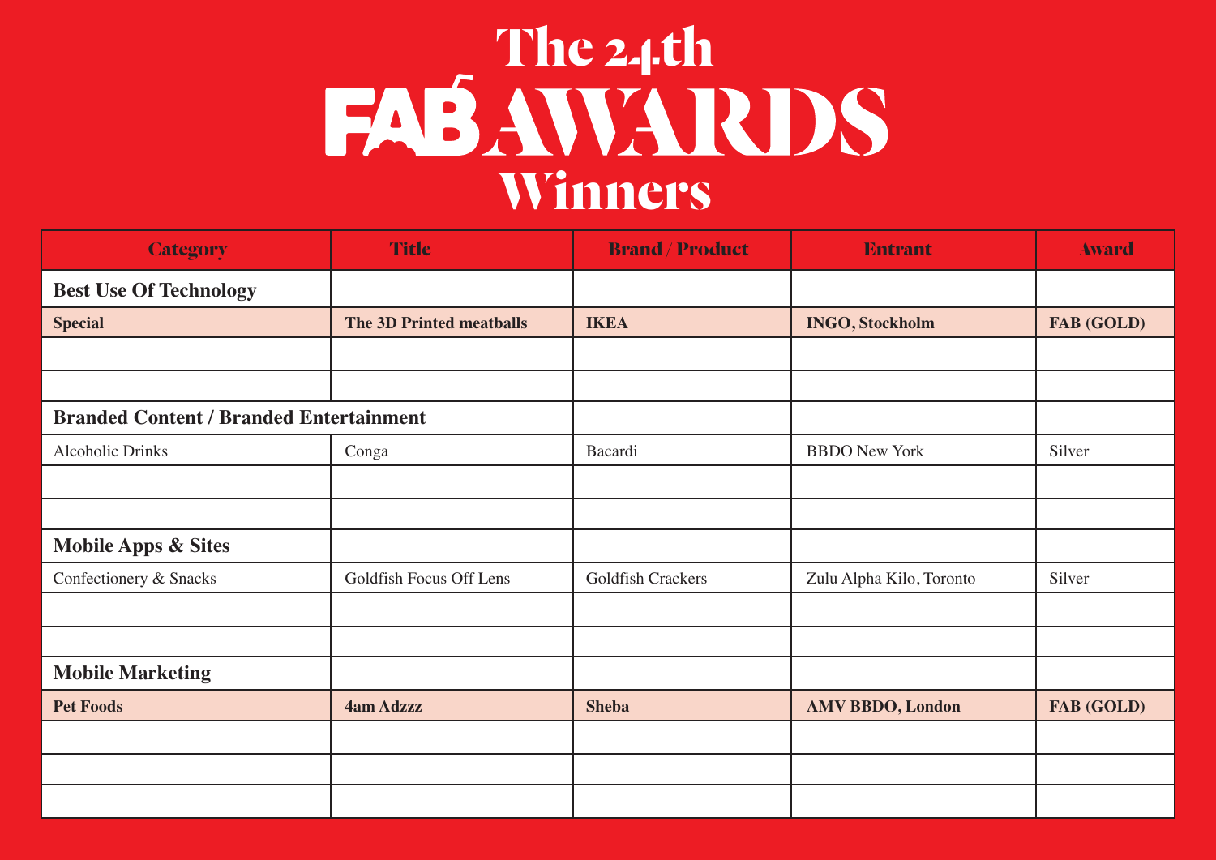# The 24th FAB AWARDS Winners

| Category | Title | Brand / Product | Entrant | Award |
|---|---|---|---|---|
| **Best Use Of Technology** | | | | |
| **Special** | **The 3D Printed meatballs** | **IKEA** | **INGO, Stockholm** | **FAB (GOLD)** |
| | | | | |
| | | | | |
| **Branded Content / Branded Entertainment** | | | | |
| Alcoholic Drinks | Conga | Bacardi | BBDO New York | Silver |
| | | | | |
| | | | | |
| **Mobile Apps & Sites** | | | | |
| Confectionery & Snacks | Goldfish Focus Off Lens | Goldfish Crackers | Zulu Alpha Kilo, Toronto | Silver |
| | | | | |
| | | | | |
| **Mobile Marketing** | | | | |
| **Pet Foods** | **4am Adzzz** | **Sheba** | **AMV BBDO, London** | **FAB (GOLD)** |
| | | | | |
| | | | | |
| | | | | |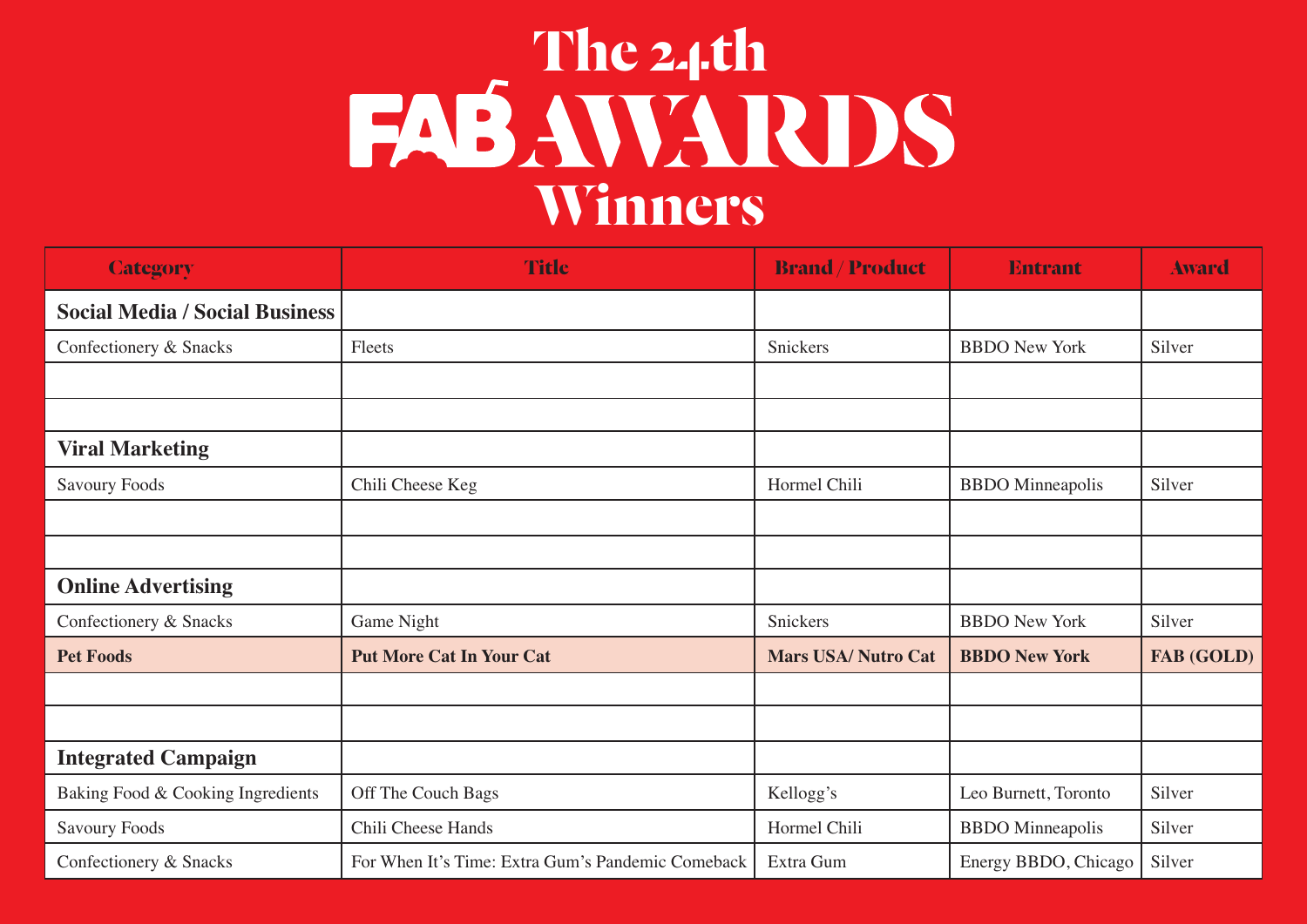# The 24th FAB AWARDS Winners

| Category | Title | Brand / Product | Entrant | Award |
|---|---|---|---|---|
| **Social Media / Social Business** | | | | |
| Confectionery & Snacks | Fleets | Snickers | BBDO New York | Silver |
| | | | | |
| | | | | |
| **Viral Marketing** | | | | |
| Savoury Foods | Chili Cheese Keg | Hormel Chili | BBDO Minneapolis | Silver |
| | | | | |
| | | | | |
| **Online Advertising** | | | | |
| Confectionery & Snacks | Game Night | Snickers | BBDO New York | Silver |
| **Pet Foods** | **Put More Cat In Your Cat** | **Mars USA/ Nutro Cat** | **BBDO New York** | **FAB (GOLD)** |
| | | | | |
| | | | | |
| **Integrated Campaign** | | | | |
| Baking Food & Cooking Ingredients | Off The Couch Bags | Kellogg's | Leo Burnett, Toronto | Silver |
| Savoury Foods | Chili Cheese Hands | Hormel Chili | BBDO Minneapolis | Silver |
| Confectionery & Snacks | For When It's Time: Extra Gum's Pandemic Comeback | Extra Gum | Energy BBDO, Chicago | Silver |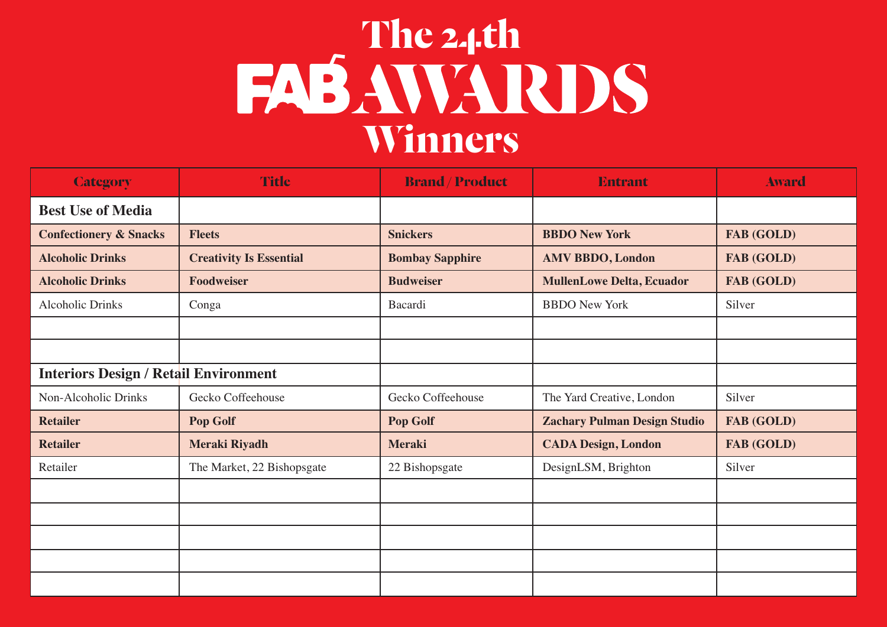# The 24th FAB AWARDS Winners

| Category | Title | Brand / Product | Entrant | Award |
|---|---|---|---|---|
| **Best Use of Media** | | | | |
| **Confectionery & Snacks** | **Fleets** | **Snickers** | **BBDO New York** | **FAB (GOLD)** |
| **Alcoholic Drinks** | **Creativity Is Essential** | **Bombay Sapphire** | **AMV BBDO, London** | **FAB (GOLD)** |
| **Alcoholic Drinks** | **Foodweiser** | **Budweiser** | **MullenLowe Delta, Ecuador** | **FAB (GOLD)** |
| Alcoholic Drinks | Conga | Bacardi | BBDO New York | Silver |
| | | | | |
| | | | | |
| **Interiors Design / Retail Environment** | | | | |
| Non-Alcoholic Drinks | Gecko Coffeehouse | Gecko Coffeehouse | The Yard Creative, London | Silver |
| **Retailer** | **Pop Golf** | **Pop Golf** | **Zachary Pulman Design Studio** | **FAB (GOLD)** |
| **Retailer** | **Meraki Riyadh** | **Meraki** | **CADA Design, London** | **FAB (GOLD)** |
| Retailer | The Market, 22 Bishopsgate | 22 Bishopsgate | DesignLSM, Brighton | Silver |
| | | | | |
| | | | | |
| | | | | |
| | | | | |
| | | | | |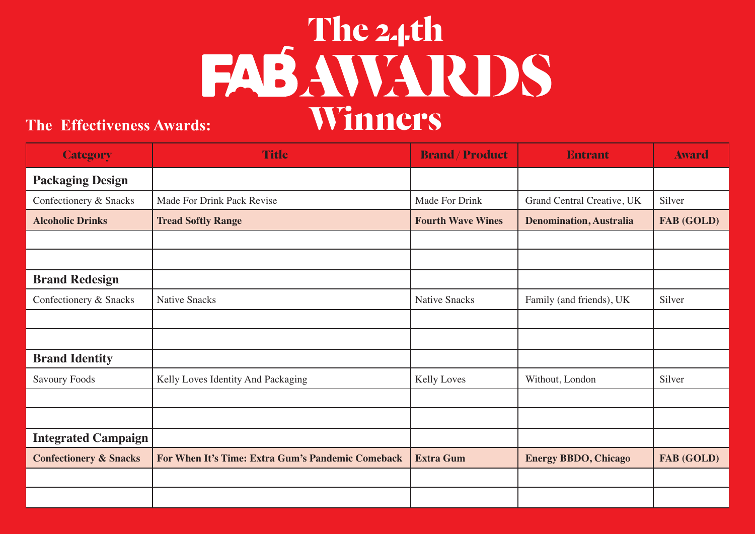# The 24th FAB AWARDS Winners

**The Effectiveness Awards:**

| Category | Title | Brand / Product | Entrant | Award |
|---|---|---|---|---|
| **Packaging Design** | | | | |
| Confectionery & Snacks | Made For Drink Pack Revise | Made For Drink | Grand Central Creative, UK | Silver |
| **Alcoholic Drinks** | **Tread Softly Range** | **Fourth Wave Wines** | **Denomination, Australia** | **FAB (GOLD)** |
| | | | | |
| | | | | |
| **Brand Redesign** | | | | |
| Confectionery & Snacks | Native Snacks | Native Snacks | Family (and friends), UK | Silver |
| | | | | |
| | | | | |
| **Brand Identity** | | | | |
| Savoury Foods | Kelly Loves Identity And Packaging | Kelly Loves | Without, London | Silver |
| | | | | |
| | | | | |
| **Integrated Campaign** | | | | |
| **Confectionery & Snacks** | **For When It's Time: Extra Gum's Pandemic Comeback** | **Extra Gum** | **Energy BBDO, Chicago** | **FAB (GOLD)** |
| | | | | |
| | | | | |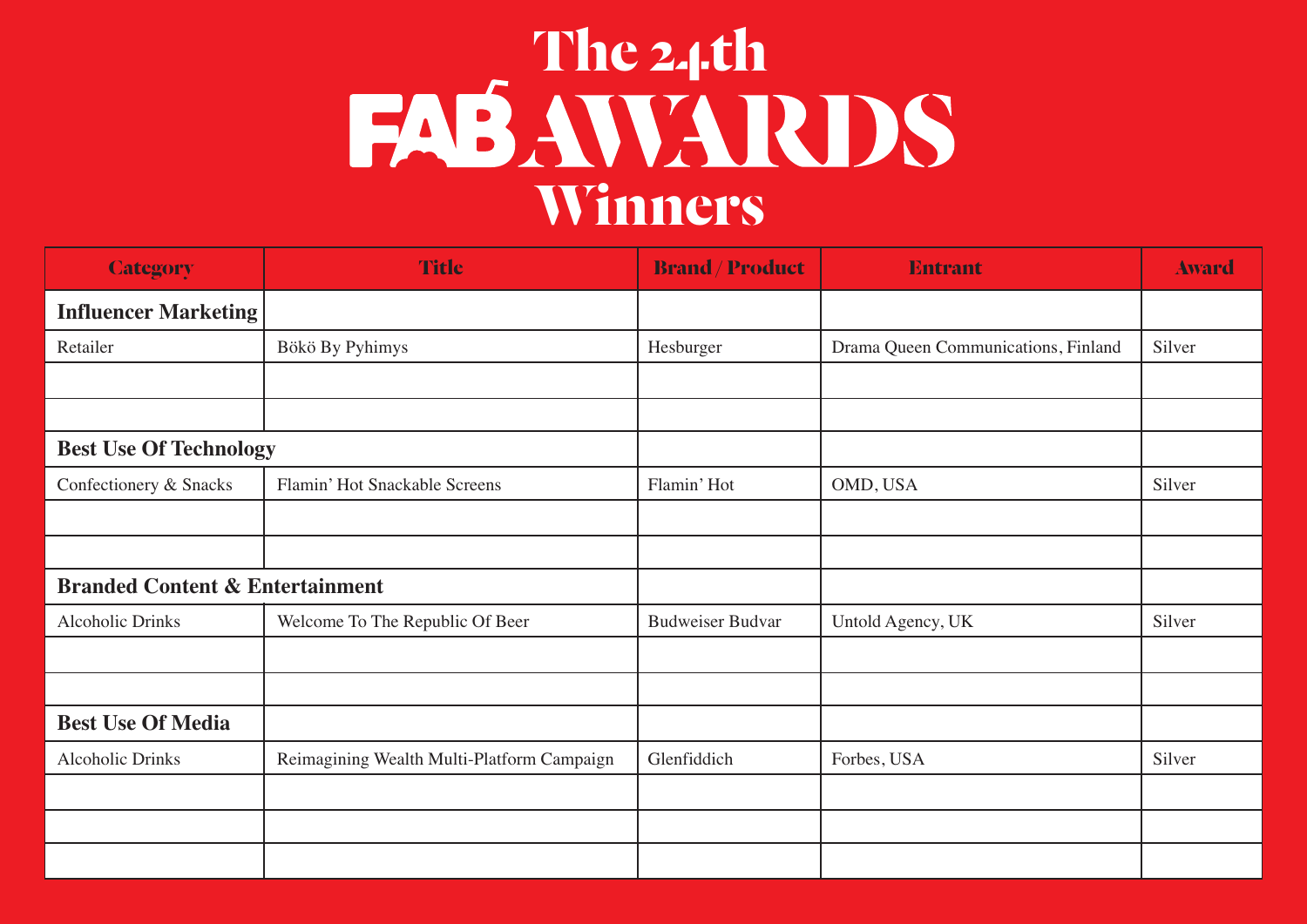# The 24th FAB AWARDS Winners

| Category | Title | Brand / Product | Entrant | Award |
|---|---|---|---|---|
| **Influencer Marketing** | | | | |
| Retailer | Bökö By Pyhimys | Hesburger | Drama Queen Communications, Finland | Silver |
| | | | | |
| | | | | |
| **Best Use Of Technology** | | | | |
| Confectionery & Snacks | Flamin' Hot Snackable Screens | Flamin' Hot | OMD, USA | Silver |
| | | | | |
| | | | | |
| **Branded Content & Entertainment** | | | | |
| Alcoholic Drinks | Welcome To The Republic Of Beer | Budweiser Budvar | Untold Agency, UK | Silver |
| | | | | |
| | | | | |
| **Best Use Of Media** | | | | |
| Alcoholic Drinks | Reimagining Wealth Multi-Platform Campaign | Glenfiddich | Forbes, USA | Silver |
| | | | | |
| | | | | |
| | | | | |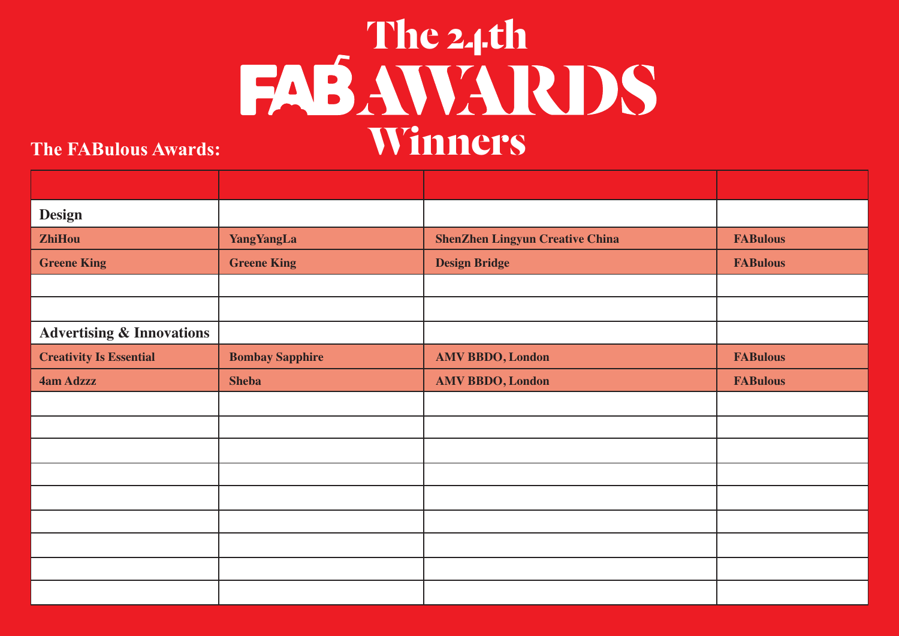# The 24th FAB AWARDS Winners

**The FABulous Awards:**

| | | | |
|---|---|---|---|
| **Design** | | | |
| **ZhiHou** | **YangYangLa** | **ShenZhen Lingyun Creative China** | **FABulous** |
| **Greene King** | **Greene King** | **Design Bridge** | **FABulous** |
| | | | |
| | | | |
| **Advertising & Innovations** | | | |
| **Creativity Is Essential** | **Bombay Sapphire** | **AMV BBDO, London** | **FABulous** |
| **4am Adzzz** | **Sheba** | **AMV BBDO, London** | **FABulous** |
| | | | |
| | | | |
| | | | |
| | | | |
| | | | |
| | | | |
| | | | |
| | | | |
| | | | |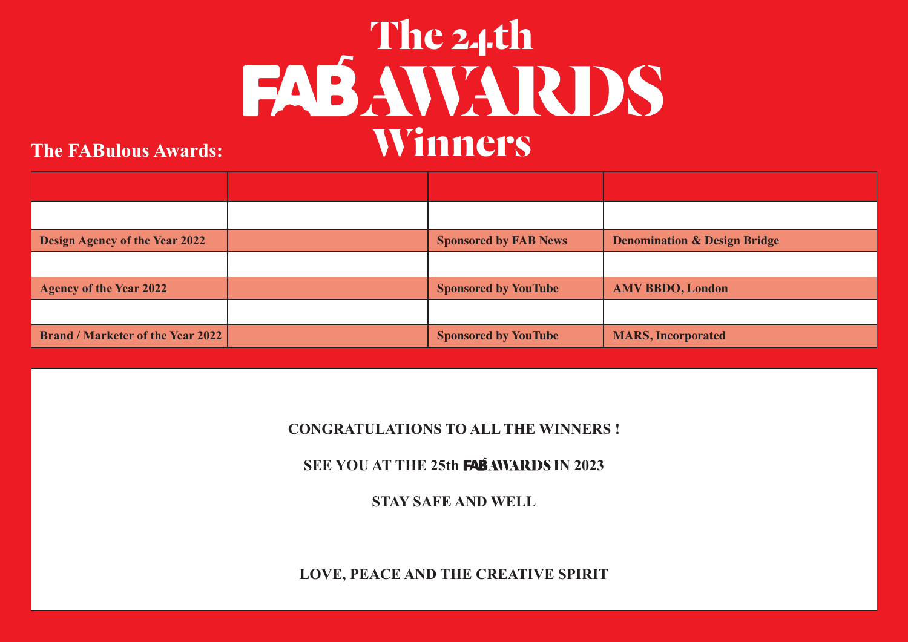# The 24th FAB AWARDS Winners

**The FABulous Awards:**

| | | | |
|---|---|---|---|
| | | | |
| **Design Agency of the Year 2022** | | **Sponsored by FAB News** | **Denomination & Design Bridge** |
| | | | |
| **Agency of the Year 2022** | | **Sponsored by YouTube** | **AMV BBDO, London** |
| | | | |
| **Brand / Marketer of the Year 2022** | | **Sponsored by YouTube** | **MARS, Incorporated** |

**CONGRATULATIONS TO ALL THE WINNERS !**

**SEE YOU AT THE 25th FAB AWARDS IN 2023**

**STAY SAFE AND WELL**

**LOVE, PEACE AND THE CREATIVE SPIRIT**